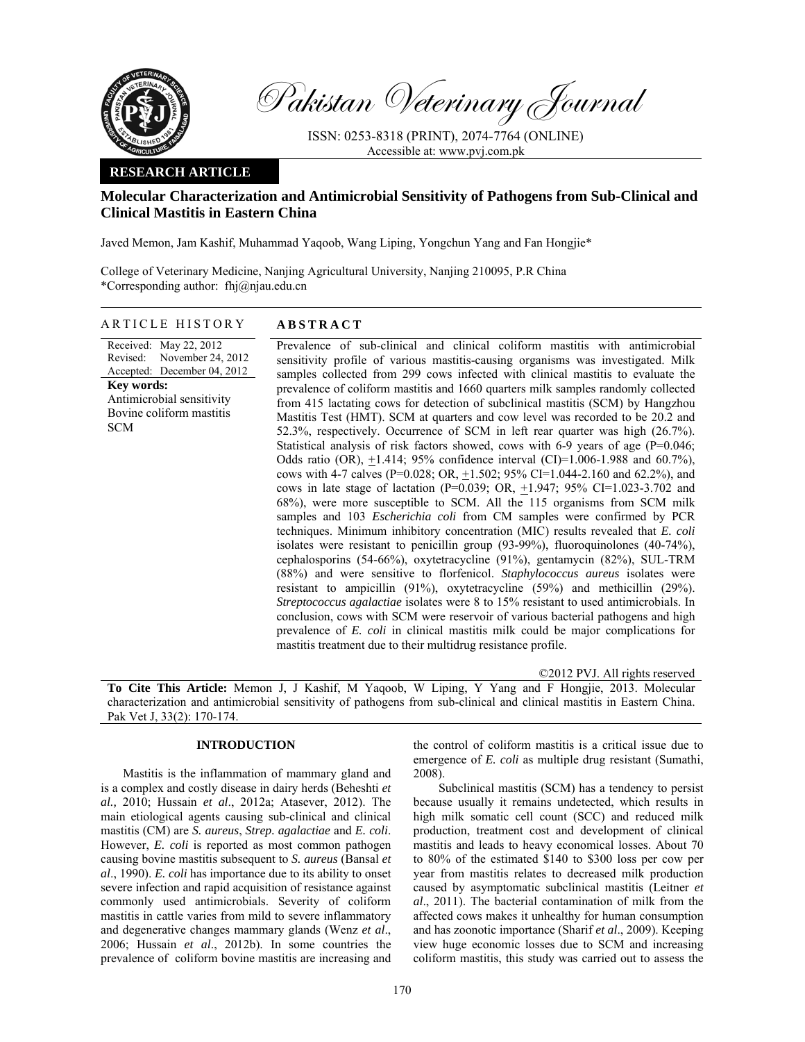# Molecular Characterization and Antimicrobial Sensitivity of Pathogens from Sub-Clinical and Clinical Mastitis in Eastern China

Javed Memon, Jam Kashif, Muhammad Yaqoob, Wang Liping, Yongchun Yang and Fan Hongjie*

College of Veterinary Medicine, Nanjing Agricultural University, Nanjing 210095, P.R China
*Corresponding author: fhj@njau.edu.cn

**ARTICLE HISTORY**

Received: May 22, 2012
Revised: November 24, 2012
Accepted: December 04, 2012

**Key words:**
Antimicrobial sensitivity
Bovine coliform mastitis
SCM

**ABSTRACT**

Prevalence of sub-clinical and clinical coliform mastitis with antimicrobial sensitivity profile of various mastitis-causing organisms was investigated. Milk samples collected from 299 cows infected with clinical mastitis to evaluate the prevalence of coliform mastitis and 1660 quarters milk samples randomly collected from 415 lactating cows for detection of subclinical mastitis (SCM) by Hangzhou Mastitis Test (HMT). SCM at quarters and cow level was recorded to be 20.2 and 52.3%, respectively. Occurrence of SCM in left rear quarter was high (26.7%). Statistical analysis of risk factors showed, cows with 6-9 years of age (P=0.046; Odds ratio (OR), ±1.414; 95% confidence interval (CI)=1.006-1.988 and 60.7%), cows with 4-7 calves (P=0.028; OR, ±1.502; 95% CI=1.044-2.160 and 62.2%), and cows in late stage of lactation (P=0.039; OR, ±1.947; 95% CI=1.023-3.702 and 68%), were more susceptible to SCM. All the 115 organisms from SCM milk samples and 103 *Escherichia coli* from CM samples were confirmed by PCR techniques. Minimum inhibitory concentration (MIC) results revealed that *E. coli* isolates were resistant to penicillin group (93-99%), fluoroquinolones (40-74%), cephalosporins (54-66%), oxytetracycline (91%), gentamycin (82%), SUL-TRM (88%) and were sensitive to florfenicol. *Staphylococcus aureus* isolates were resistant to ampicillin (91%), oxytetracycline (59%) and methicillin (29%). *Streptococcus agalactiae* isolates were 8 to 15% resistant to used antimicrobials. In conclusion, cows with SCM were reservoir of various bacterial pathogens and high prevalence of *E. coli* in clinical mastitis milk could be major complications for mastitis treatment due to their multidrug resistance profile.

©2012 PVJ. All rights reserved

**To Cite This Article:** Memon J, J Kashif, M Yaqoob, W Liping, Y Yang and F Hongjie, 2013. Molecular characterization and antimicrobial sensitivity of pathogens from sub-clinical and clinical mastitis in Eastern China. Pak Vet J, 33(2): 170-174.

## INTRODUCTION

Mastitis is the inflammation of mammary gland and is a complex and costly disease in dairy herds (Beheshti *et al.,* 2010; Hussain *et al*., 2012a; Atasever, 2012). The main etiological agents causing sub-clinical and clinical mastitis (CM) are *S. aureus*, *Strep. agalactiae* and *E. coli*. However, *E. coli* is reported as most common pathogen causing bovine mastitis subsequent to *S. aureus* (Bansal *et al*., 1990). *E. coli* has importance due to its ability to onset severe infection and rapid acquisition of resistance against commonly used antimicrobials. Severity of coliform mastitis in cattle varies from mild to severe inflammatory and degenerative changes mammary glands (Wenz *et al*., 2006; Hussain *et al*., 2012b). In some countries the prevalence of coliform bovine mastitis are increasing and the control of coliform mastitis is a critical issue due to emergence of *E. coli* as multiple drug resistant (Sumathi, 2008).

Subclinical mastitis (SCM) has a tendency to persist because usually it remains undetected, which results in high milk somatic cell count (SCC) and reduced milk production, treatment cost and development of clinical mastitis and leads to heavy economical losses. About 70 to 80% of the estimated $140 to $300 loss per cow per year from mastitis relates to decreased milk production caused by asymptomatic subclinical mastitis (Leitner *et al*., 2011). The bacterial contamination of milk from the affected cows makes it unhealthy for human consumption and has zoonotic importance (Sharif *et al*., 2009). Keeping view huge economic losses due to SCM and increasing coliform mastitis, this study was carried out to assess the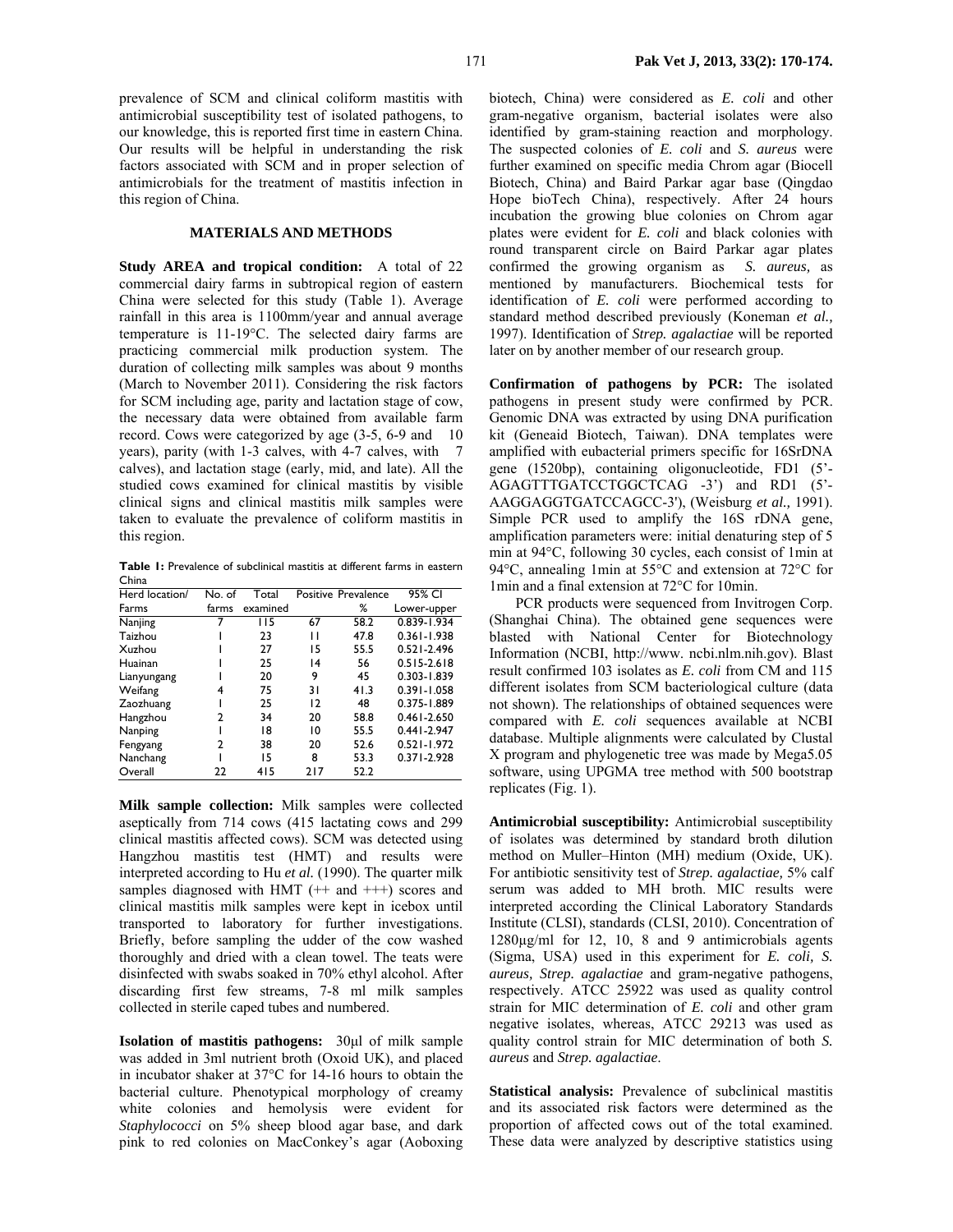prevalence of SCM and clinical coliform mastitis with antimicrobial susceptibility test of isolated pathogens, to our knowledge, this is reported first time in eastern China. Our results will be helpful in understanding the risk factors associated with SCM and in proper selection of antimicrobials for the treatment of mastitis infection in this region of China.

## MATERIALS AND METHODS

**Study AREA and tropical condition:** A total of 22 commercial dairy farms in subtropical region of eastern China were selected for this study (Table 1). Average rainfall in this area is 1100mm/year and annual average temperature is 11-19°C. The selected dairy farms are practicing commercial milk production system. The duration of collecting milk samples was about 9 months (March to November 2011). Considering the risk factors for SCM including age, parity and lactation stage of cow, the necessary data were obtained from available farm record. Cows were categorized by age (3-5, 6-9 and 10 years), parity (with 1-3 calves, with 4-7 calves, with 7 calves), and lactation stage (early, mid, and late). All the studied cows examined for clinical mastitis by visible clinical signs and clinical mastitis milk samples were taken to evaluate the prevalence of coliform mastitis in this region.

**Table 1:** Prevalence of subclinical mastitis at different farms in eastern China

| Herd location/ Farms | No. of farms | Total examined | Positive | Prevalence % | 95% CI Lower-upper |
|---|---|---|---|---|---|
| Nanjing | 7 | 115 | 67 | 58.2 | 0.839-1.934 |
| Taizhou | 1 | 23 | 11 | 47.8 | 0.361-1.938 |
| Xuzhou | 1 | 27 | 15 | 55.5 | 0.521-2.496 |
| Huainan | 1 | 25 | 14 | 56 | 0.515-2.618 |
| Lianyungang | 1 | 20 | 9 | 45 | 0.303-1.839 |
| Weifang | 4 | 75 | 31 | 41.3 | 0.391-1.058 |
| Zaozhuang | 1 | 25 | 12 | 48 | 0.375-1.889 |
| Hangzhou | 2 | 34 | 20 | 58.8 | 0.461-2.650 |
| Nanping | 1 | 18 | 10 | 55.5 | 0.441-2.947 |
| Fengyang | 2 | 38 | 20 | 52.6 | 0.521-1.972 |
| Nanchang | 1 | 15 | 8 | 53.3 | 0.371-2.928 |
| Overall | 22 | 415 | 217 | 52.2 | |

**Milk sample collection:** Milk samples were collected aseptically from 714 cows (415 lactating cows and 299 clinical mastitis affected cows). SCM was detected using Hangzhou mastitis test (HMT) and results were interpreted according to Hu *et al.* (1990). The quarter milk samples diagnosed with HMT (++ and +++) scores and clinical mastitis milk samples were kept in icebox until transported to laboratory for further investigations. Briefly, before sampling the udder of the cow washed thoroughly and dried with a clean towel. The teats were disinfected with swabs soaked in 70% ethyl alcohol. After discarding first few streams, 7-8 ml milk samples collected in sterile caped tubes and numbered.

**Isolation of mastitis pathogens:** 30μl of milk sample was added in 3ml nutrient broth (Oxoid UK), and placed in incubator shaker at 37°C for 14-16 hours to obtain the bacterial culture. Phenotypical morphology of creamy white colonies and hemolysis were evident for *Staphylococci* on 5% sheep blood agar base, and dark pink to red colonies on MacConkey's agar (Aoboxing biotech, China) were considered as *E. coli* and other gram-negative organism, bacterial isolates were also identified by gram-staining reaction and morphology. The suspected colonies of *E. coli* and *S. aureus* were further examined on specific media Chrom agar (Biocell Biotech, China) and Baird Parkar agar base (Qingdao Hope bioTech China), respectively. After 24 hours incubation the growing blue colonies on Chrom agar plates were evident for *E. coli* and black colonies with round transparent circle on Baird Parkar agar plates confirmed the growing organism as *S. aureus,* as mentioned by manufacturers. Biochemical tests for identification of *E. coli* were performed according to standard method described previously (Koneman *et al.,* 1997). Identification of *Strep. agalactiae* will be reported later on by another member of our research group.

**Confirmation of pathogens by PCR:** The isolated pathogens in present study were confirmed by PCR. Genomic DNA was extracted by using DNA purification kit (Geneaid Biotech, Taiwan). DNA templates were amplified with eubacterial primers specific for 16SrDNA gene (1520bp), containing oligonucleotide, FD1 (5'-AGAGTTTGATCCTGGCTCAG -3') and RD1 (5'-AAGGAGGTGATCCAGCC-3'), (Weisburg *et al.,* 1991). Simple PCR used to amplify the 16S rDNA gene, amplification parameters were: initial denaturing step of 5 min at 94°C, following 30 cycles, each consist of 1min at 94°C, annealing 1min at 55°C and extension at 72°C for 1min and a final extension at 72°C for 10min.

PCR products were sequenced from Invitrogen Corp. (Shanghai China). The obtained gene sequences were blasted with National Center for Biotechnology Information (NCBI, http://www. ncbi.nlm.nih.gov). Blast result confirmed 103 isolates as *E. coli* from CM and 115 different isolates from SCM bacteriological culture (data not shown). The relationships of obtained sequences were compared with *E. coli* sequences available at NCBI database. Multiple alignments were calculated by Clustal X program and phylogenetic tree was made by Mega5.05 software, using UPGMA tree method with 500 bootstrap replicates (Fig. 1).

**Antimicrobial susceptibility:** Antimicrobial susceptibility of isolates was determined by standard broth dilution method on Muller–Hinton (MH) medium (Oxide, UK). For antibiotic sensitivity test of *Strep. agalactiae,* 5% calf serum was added to MH broth. MIC results were interpreted according the Clinical Laboratory Standards Institute (CLSI), standards (CLSI, 2010). Concentration of 1280μg/ml for 12, 10, 8 and 9 antimicrobials agents (Sigma, USA) used in this experiment for *E. coli, S. aureus, Strep. agalactiae* and gram-negative pathogens, respectively. ATCC 25922 was used as quality control strain for MIC determination of *E. coli* and other gram negative isolates, whereas, ATCC 29213 was used as quality control strain for MIC determination of both *S. aureus* and *Strep. agalactiae*.

**Statistical analysis:** Prevalence of subclinical mastitis and its associated risk factors were determined as the proportion of affected cows out of the total examined. These data were analyzed by descriptive statistics using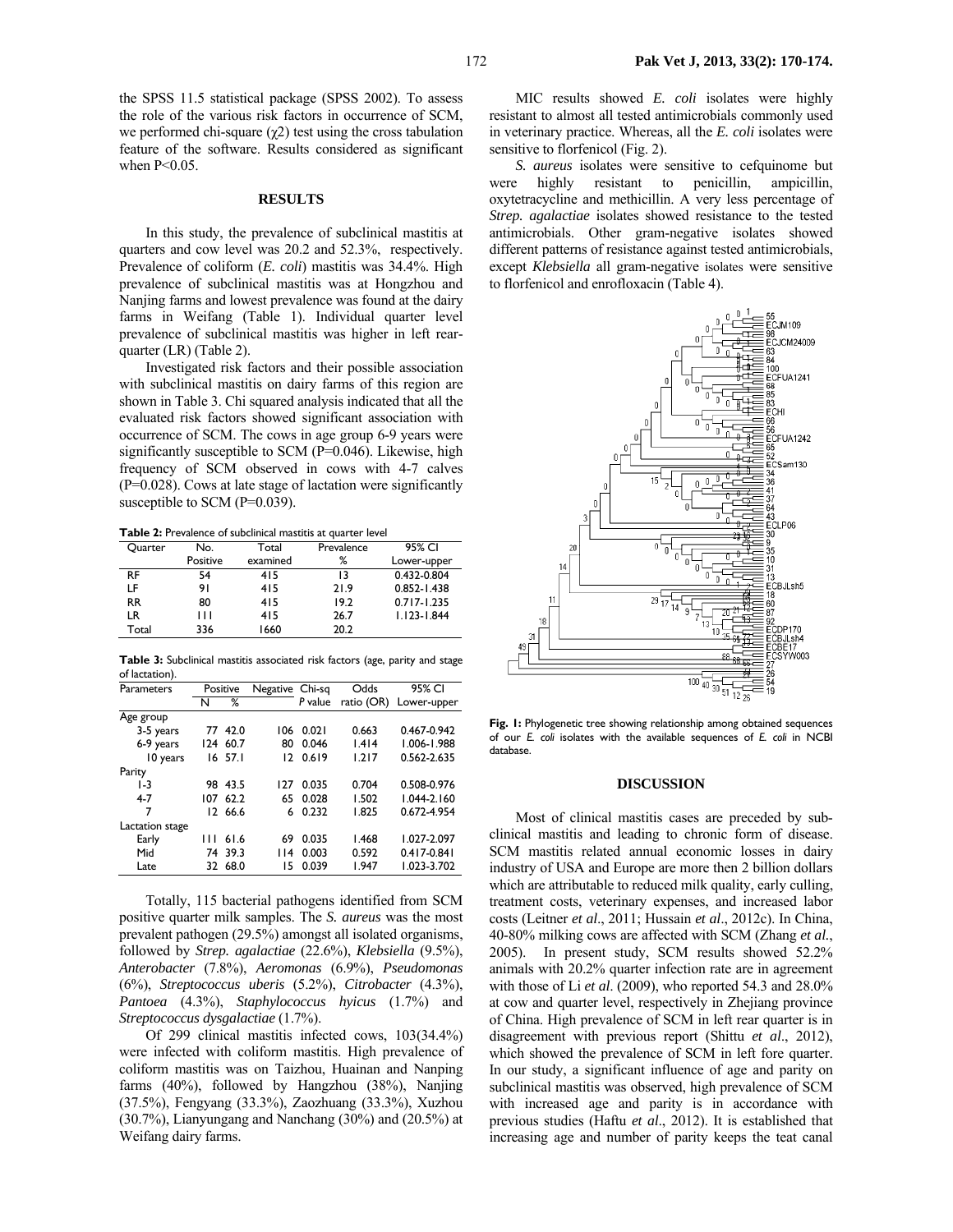the SPSS 11.5 statistical package (SPSS 2002). To assess the role of the various risk factors in occurrence of SCM, we performed chi-square ($\chi2$) test using the cross tabulation feature of the software. Results considered as significant when P<0.05.

## RESULTS

In this study, the prevalence of subclinical mastitis at quarters and cow level was 20.2 and 52.3%, respectively. Prevalence of coliform (*E. coli*) mastitis was 34.4%. High prevalence of subclinical mastitis was at Hongzhou and Nanjing farms and lowest prevalence was found at the dairy farms in Weifang (Table 1). Individual quarter level prevalence of subclinical mastitis was higher in left rear-quarter (LR) (Table 2).

Investigated risk factors and their possible association with subclinical mastitis on dairy farms of this region are shown in Table 3. Chi squared analysis indicated that all the evaluated risk factors showed significant association with occurrence of SCM. The cows in age group 6-9 years were significantly susceptible to SCM (P=0.046). Likewise, high frequency of SCM observed in cows with 4-7 calves (P=0.028). Cows at late stage of lactation were significantly susceptible to SCM (P=0.039).

**Table 2:** Prevalence of subclinical mastitis at quarter level

| Quarter | No. Positive | Total examined | Prevalence % | 95% CI Lower-upper |
|---|---|---|---|---|
| RF | 54 | 415 | 13 | 0.432-0.804 |
| LF | 91 | 415 | 21.9 | 0.852-1.438 |
| RR | 80 | 415 | 19.2 | 0.717-1.235 |
| LR | 111 | 415 | 26.7 | 1.123-1.844 |
| Total | 336 | 1660 | 20.2 | |

**Table 3:** Subclinical mastitis associated risk factors (age, parity and stage of lactation).

| Parameters | Positive | | Negative | Chi-sq | Odds | 95% CI |
|---|---|---|---|---|---|---|
| | N | % | | *P* value | ratio (OR) | Lower-upper |
| Age group | | | | | | |
| 3-5 years | 77 | 42.0 | 106 | 0.021 | 0.663 | 0.467-0.942 |
| 6-9 years | 124 | 60.7 | 80 | 0.046 | 1.414 | 1.006-1.988 |
| 10 years | 16 | 57.1 | 12 | 0.619 | 1.217 | 0.562-2.635 |
| Parity | | | | | | |
| 1-3 | 98 | 43.5 | 127 | 0.035 | 0.704 | 0.508-0.976 |
| 4-7 | 107 | 62.2 | 65 | 0.028 | 1.502 | 1.044-2.160 |
| 7 | 12 | 66.6 | 6 | 0.232 | 1.825 | 0.672-4.954 |
| Lactation stage | | | | | | |
| Early | 111 | 61.6 | 69 | 0.035 | 1.468 | 1.027-2.097 |
| Mid | 74 | 39.3 | 114 | 0.003 | 0.592 | 0.417-0.841 |
| Late | 32 | 68.0 | 15 | 0.039 | 1.947 | 1.023-3.702 |

Totally, 115 bacterial pathogens identified from SCM positive quarter milk samples. The *S. aureus* was the most prevalent pathogen (29.5%) amongst all isolated organisms, followed by *Strep. agalactiae* (22.6%), *Klebsiella* (9.5%), *Anterobacter* (7.8%), *Aeromonas* (6.9%), *Pseudomonas* (6%), *Streptococcus uberis* (5.2%), *Citrobacter* (4.3%), *Pantoea* (4.3%), *Staphylococcus hyicus* (1.7%) and *Streptococcus dysgalactiae* (1.7%).

Of 299 clinical mastitis infected cows, 103(34.4%) were infected with coliform mastitis. High prevalence of coliform mastitis was on Taizhou, Huainan and Nanping farms (40%), followed by Hangzhou (38%), Nanjing (37.5%), Fengyang (33.3%), Zaozhuang (33.3%), Xuzhou (30.7%), Lianyungang and Nanchang (30%) and (20.5%) at Weifang dairy farms.

MIC results showed *E. coli* isolates were highly resistant to almost all tested antimicrobials commonly used in veterinary practice. Whereas, all the *E. coli* isolates were sensitive to florfenicol (Fig. 2).

*S. aureus* isolates were sensitive to cefquinome but were highly resistant to penicillin, ampicillin, oxytetracycline and methicillin. A very less percentage of *Strep. agalactiae* isolates showed resistance to the tested antimicrobials. Other gram-negative isolates showed different patterns of resistance against tested antimicrobials, except *Klebsiella* all gram-negative isolates were sensitive to florfenicol and enrofloxacin (Table 4).

**Fig. 1:** Phylogenetic tree showing relationship among obtained sequences of our *E. coli* isolates with the available sequences of *E. coli* in NCBI database.

## DISCUSSION

Most of clinical mastitis cases are preceded by sub-clinical mastitis and leading to chronic form of disease. SCM mastitis related annual economic losses in dairy industry of USA and Europe are more then 2 billion dollars which are attributable to reduced milk quality, early culling, treatment costs, veterinary expenses, and increased labor costs (Leitner *et al*., 2011; Hussain *et al*., 2012c). In China, 40-80% milking cows are affected with SCM (Zhang *et al.*, 2005). In present study, SCM results showed 52.2% animals with 20.2% quarter infection rate are in agreement with those of Li *et al*. (2009), who reported 54.3 and 28.0% at cow and quarter level, respectively in Zhejiang province of China. High prevalence of SCM in left rear quarter is in disagreement with previous report (Shittu *et al*., 2012), which showed the prevalence of SCM in left fore quarter. In our study, a significant influence of age and parity on subclinical mastitis was observed, high prevalence of SCM with increased age and parity is in accordance with previous studies (Haftu *et al*., 2012). It is established that increasing age and number of parity keeps the teat canal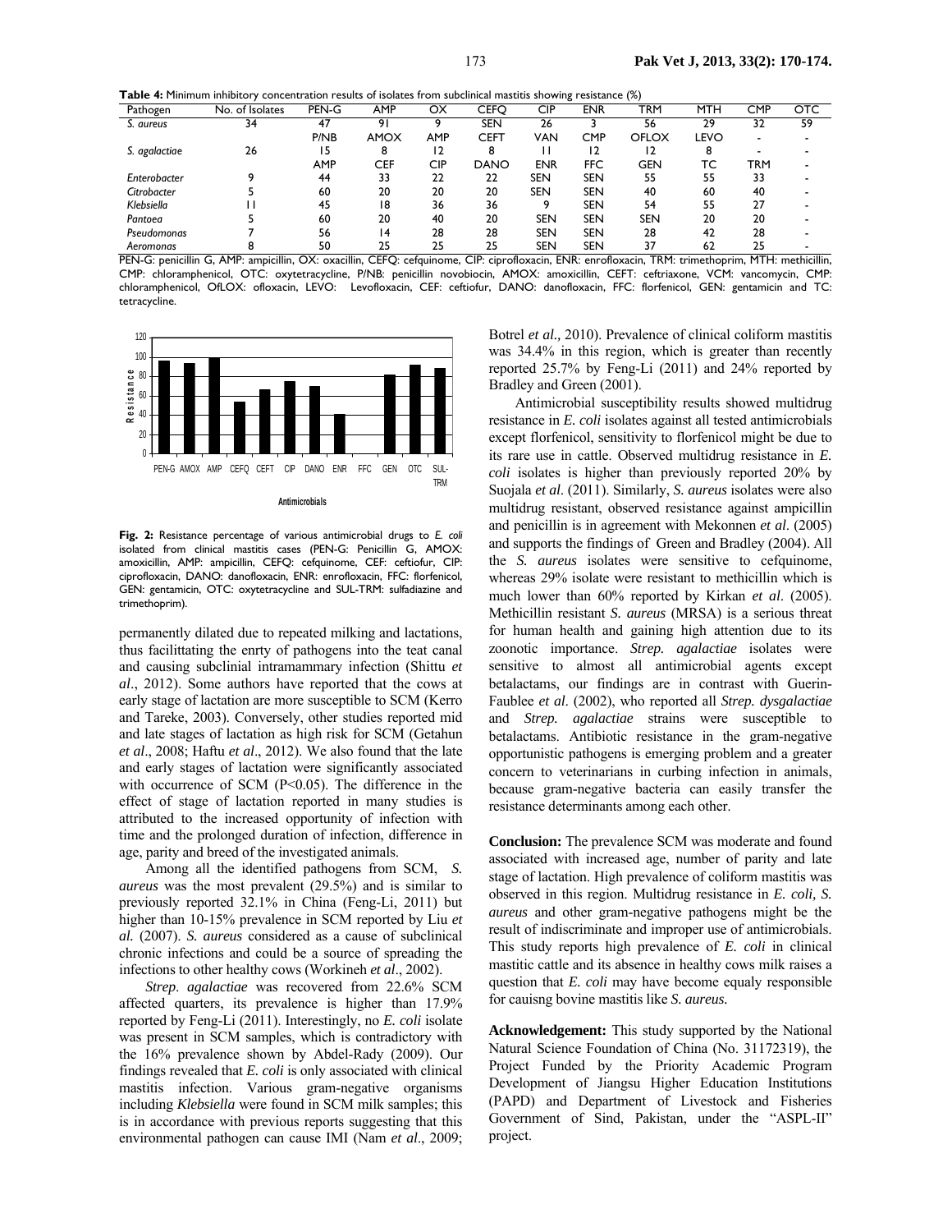**Table 4:** Minimum inhibitory concentration results of isolates from subclinical mastitis showing resistance (%)

| Pathogen | No. of Isolates | PEN-G | AMP | OX | CEFQ | CIP | ENR | TRM | MTH | CMP | OTC |
|---|---|---|---|---|---|---|---|---|---|---|---|
| *S. aureus* | 34 | 47 | 91 | 9 | SEN | 26 | 3 | 56 | 29 | 32 | 59 |
| | | P/NB | AMOX | AMP | CEFT | VAN | CMP | OFLOX | LEVO | - | - |
| *S. agalactiae* | 26 | 15 | 8 | 12 | 8 | 11 | 12 | 12 | 8 | - | - |
| | | AMP | CEF | CIP | DANO | ENR | FFC | GEN | TC | TRM | - |
| *Enterobacter* | 9 | 44 | 33 | 22 | 22 | SEN | SEN | 55 | 55 | 33 | - |
| *Citrobacter* | 5 | 60 | 20 | 20 | 20 | SEN | SEN | 40 | 60 | 40 | - |
| *Klebsiella* | 11 | 45 | 18 | 36 | 36 | 9 | SEN | 54 | 55 | 27 | - |
| *Pantoea* | 5 | 60 | 20 | 40 | 20 | SEN | SEN | SEN | 20 | 20 | - |
| *Pseudomonas* | 7 | 56 | 14 | 28 | 28 | SEN | SEN | 28 | 42 | 28 | - |
| *Aeromonas* | 8 | 50 | 25 | 25 | 25 | SEN | SEN | 37 | 62 | 25 | - |

PEN-G: penicillin G, AMP: ampicillin, OX: oxacillin, CEFQ: cefquinome, CIP: ciprofloxacin, ENR: enrofloxacin, TRM: trimethoprim, MTH: methicillin, CMP: chloramphenicol, OTC: oxytetracycline, P/NB: penicillin novobiocin, AMOX: amoxicillin, CEFT: ceftriaxone, VCM: vancomycin, CMP: chloramphenicol, OfLOX: ofloxacin, LEVO: Levofloxacin, CEF: ceftiofur, DANO: danofloxacin, FFC: florfenicol, GEN: gentamicin and TC: tetracycline.

**Fig. 2:** Resistance percentage of various antimicrobial drugs to *E. coli* isolated from clinical mastitis cases (PEN-G: Penicillin G, AMOX: amoxicillin, AMP: ampicillin, CEFQ: cefquinome, CEF: ceftiofur, CIP: ciprofloxacin, DANO: danofloxacin, ENR: enrofloxacin, FFC: florfenicol, GEN: gentamicin, OTC: oxytetracycline and SUL-TRM: sulfadiazine and trimethoprim).

permanently dilated due to repeated milking and lactations, thus facilittating the enrty of pathogens into the teat canal and causing subclinial intramammary infection (Shittu *et al*., 2012). Some authors have reported that the cows at early stage of lactation are more susceptible to SCM (Kerro and Tareke, 2003). Conversely, other studies reported mid and late stages of lactation as high risk for SCM (Getahun *et al*., 2008; Haftu *et al*., 2012). We also found that the late and early stages of lactation were significantly associated with occurrence of SCM ($P<0.05$). The difference in the effect of stage of lactation reported in many studies is attributed to the increased opportunity of infection with time and the prolonged duration of infection, difference in age, parity and breed of the investigated animals.

Among all the identified pathogens from SCM, *S. aureus* was the most prevalent (29.5%) and is similar to previously reported 32.1% in China (Feng-Li, 2011) but higher than 10-15% prevalence in SCM reported by Liu *et al.* (2007). *S. aureus* considered as a cause of subclinical chronic infections and could be a source of spreading the infections to other healthy cows (Workineh *et al*., 2002).

*Strep*. *agalactiae* was recovered from 22.6% SCM affected quarters, its prevalence is higher than 17.9% reported by Feng-Li (2011). Interestingly, no *E. coli* isolate was present in SCM samples, which is contradictory with the 16% prevalence shown by Abdel-Rady (2009). Our findings revealed that *E. coli* is only associated with clinical mastitis infection. Various gram-negative organisms including *Klebsiella* were found in SCM milk samples; this is in accordance with previous reports suggesting that this environmental pathogen can cause IMI (Nam *et al*., 2009; Botrel *et al.,* 2010). Prevalence of clinical coliform mastitis was 34.4% in this region, which is greater than recently reported 25.7% by Feng-Li (2011) and 24% reported by Bradley and Green (2001).

Antimicrobial susceptibility results showed multidrug resistance in *E. coli* isolates against all tested antimicrobials except florfenicol, sensitivity to florfenicol might be due to its rare use in cattle. Observed multidrug resistance in *E. coli* isolates is higher than previously reported 20% by Suojala *et al*. (2011). Similarly, *S. aureus* isolates were also multidrug resistant, observed resistance against ampicillin and penicillin is in agreement with Mekonnen *et al*. (2005) and supports the findings of Green and Bradley (2004). All the *S. aureus* isolates were sensitive to cefquinome, whereas 29% isolate were resistant to methicillin which is much lower than 60% reported by Kirkan *et al*. (2005). Methicillin resistant *S. aureus* (MRSA) is a serious threat for human health and gaining high attention due to its zoonotic importance. *Strep. agalactiae* isolates were sensitive to almost all antimicrobial agents except betalactams, our findings are in contrast with Guerin-Faublee *et al*. (2002), who reported all *Strep. dysgalactiae* and *Strep. agalactiae* strains were susceptible to betalactams. Antibiotic resistance in the gram-negative opportunistic pathogens is emerging problem and a greater concern to veterinarians in curbing infection in animals, because gram-negative bacteria can easily transfer the resistance determinants among each other.

**Conclusion:** The prevalence SCM was moderate and found associated with increased age, number of parity and late stage of lactation. High prevalence of coliform mastitis was observed in this region. Multidrug resistance in *E. coli, S. aureus* and other gram-negative pathogens might be the result of indiscriminate and improper use of antimicrobials. This study reports high prevalence of *E. coli* in clinical mastitic cattle and its absence in healthy cows milk raises a question that *E. coli* may have become equaly responsible for cauisng bovine mastitis like *S. aureus.*

**Acknowledgement:** This study supported by the National Natural Science Foundation of China (No. 31172319), the Project Funded by the Priority Academic Program Development of Jiangsu Higher Education Institutions (PAPD) and Department of Livestock and Fisheries Government of Sind, Pakistan, under the "ASPL-II" project.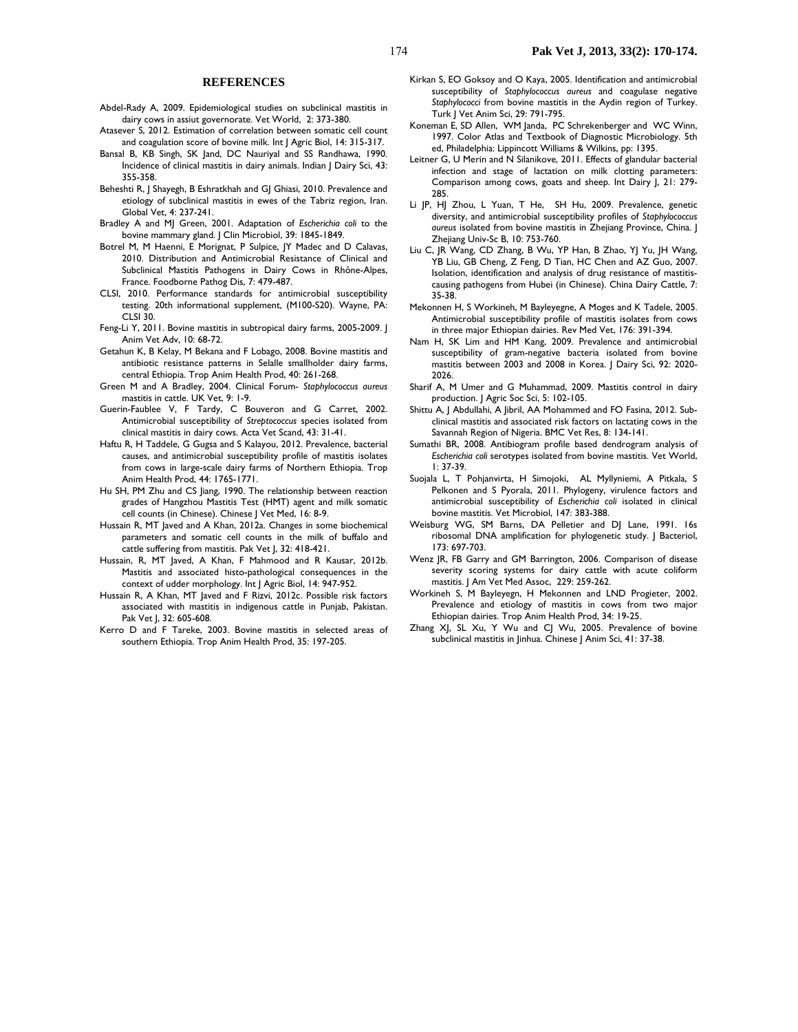## REFERENCES

Abdel-Rady A, 2009. Epidemiological studies on subclinical mastitis in dairy cows in assiut governorate. Vet World, 2: 373-380.

Atasever S, 2012. Estimation of correlation between somatic cell count and coagulation score of bovine milk. Int J Agric Biol, 14: 315-317.

Bansal B, KB Singh, SK Jand, DC Nauriyal and SS Randhawa, 1990. Incidence of clinical mastitis in dairy animals. Indian J Dairy Sci, 43: 355-358.

Beheshti R, J Shayegh, B Eshratkhah and GJ Ghiasi, 2010. Prevalence and etiology of subclinical mastitis in ewes of the Tabriz region, Iran. Global Vet, 4: 237-241.

Bradley A and MJ Green, 2001. Adaptation of *Escherichia coli* to the bovine mammary gland. J Clin Microbiol, 39: 1845-1849.

Botrel M, M Haenni, E Morignat, P Sulpice, JY Madec and D Calavas, 2010. Distribution and Antimicrobial Resistance of Clinical and Subclinical Mastitis Pathogens in Dairy Cows in Rhône-Alpes, France. Foodborne Pathog Dis, 7: 479-487.

CLSI, 2010. Performance standards for antimicrobial susceptibility testing. 20th informational supplement, (M100-S20). Wayne, PA: CLSI 30.

Feng-Li Y, 2011. Bovine mastitis in subtropical dairy farms, 2005-2009. J Anim Vet Adv, 10: 68-72.

Getahun K, B Kelay, M Bekana and F Lobago, 2008. Bovine mastitis and antibiotic resistance patterns in Selalle smallholder dairy farms, central Ethiopia. Trop Anim Health Prod, 40: 261-268.

Green M and A Bradley, 2004. Clinical Forum- *Staphylococcus aureus* mastitis in cattle. UK Vet, 9: 1-9.

Guerin-Faublee V, F Tardy, C Bouveron and G Carret, 2002. Antimicrobial susceptibility of *Streptococcus* species isolated from clinical mastitis in dairy cows. Acta Vet Scand, 43: 31-41.

Haftu R, H Taddele, G Gugsa and S Kalayou, 2012. Prevalence, bacterial causes, and antimicrobial susceptibility profile of mastitis isolates from cows in large-scale dairy farms of Northern Ethiopia. Trop Anim Health Prod, 44: 1765-1771.

Hu SH, PM Zhu and CS Jiang, 1990. The relationship between reaction grades of Hangzhou Mastitis Test (HMT) agent and milk somatic cell counts (in Chinese). Chinese J Vet Med, 16: 8-9.

Hussain R, MT Javed and A Khan, 2012a. Changes in some biochemical parameters and somatic cell counts in the milk of buffalo and cattle suffering from mastitis. Pak Vet J, 32: 418-421.

Hussain, R, MT Javed, A Khan, F Mahmood and R Kausar, 2012b. Mastitis and associated histo-pathological consequences in the context of udder morphology. Int J Agric Biol, 14: 947-952.

Hussain R, A Khan, MT Javed and F Rizvi, 2012c. Possible risk factors associated with mastitis in indigenous cattle in Punjab, Pakistan. Pak Vet J, 32: 605-608.

Kerro D and F Tareke, 2003. Bovine mastitis in selected areas of southern Ethiopia. Trop Anim Health Prod, 35: 197-205.

Kirkan S, EO Goksoy and O Kaya, 2005. Identification and antimicrobial susceptibility of *Staphylococcus aureus* and coagulase negative *Staphylococci* from bovine mastitis in the Aydin region of Turkey. Turk J Vet Anim Sci, 29: 791-795.

Koneman E, SD Allen, WM Janda, PC Schrekenberger and WC Winn, 1997. Color Atlas and Textbook of Diagnostic Microbiology. 5th ed, Philadelphia: Lippincott Williams & Wilkins, pp: 1395.

Leitner G, U Merin and N Silanikove, 2011. Effects of glandular bacterial infection and stage of lactation on milk clotting parameters: Comparison among cows, goats and sheep. Int Dairy J, 21: 279-285.

Li JP, HJ Zhou, L Yuan, T He, SH Hu, 2009. Prevalence, genetic diversity, and antimicrobial susceptibility profiles of *Staphylococcus aureus* isolated from bovine mastitis in Zhejiang Province, China. J Zhejiang Univ-Sc B, 10: 753-760.

Liu C, JR Wang, CD Zhang, B Wu, YP Han, B Zhao, YJ Yu, JH Wang, YB Liu, GB Cheng, Z Feng, D Tian, HC Chen and AZ Guo, 2007. Isolation, identification and analysis of drug resistance of mastitis-causing pathogens from Hubei (in Chinese). China Dairy Cattle, 7: 35-38.

Mekonnen H, S Workineh, M Bayleyegne, A Moges and K Tadele, 2005. Antimicrobial susceptibility profile of mastitis isolates from cows in three major Ethiopian dairies. Rev Med Vet, 176: 391-394.

Nam H, SK Lim and HM Kang, 2009. Prevalence and antimicrobial susceptibility of gram-negative bacteria isolated from bovine mastitis between 2003 and 2008 in Korea. J Dairy Sci, 92: 2020-2026.

Sharif A, M Umer and G Muhammad, 2009. Mastitis control in dairy production. J Agric Soc Sci, 5: 102-105.

Shittu A, J Abdullahi, A Jibril, AA Mohammed and FO Fasina, 2012. Sub-clinical mastitis and associated risk factors on lactating cows in the Savannah Region of Nigeria. BMC Vet Res, 8: 134-141.

Sumathi BR, 2008. Antibiogram profile based dendrogram analysis of *Escherichia coli* serotypes isolated from bovine mastitis. Vet World, 1: 37-39.

Suojala L, T Pohjanvirta, H Simojoki, AL Myllyniemi, A Pitkala, S Pelkonen and S Pyorala, 2011. Phylogeny, virulence factors and antimicrobial susceptibility of *Escherichia coli* isolated in clinical bovine mastitis. Vet Microbiol, 147: 383-388.

Weisburg WG, SM Barns, DA Pelletier and DJ Lane, 1991. 16s ribosomal DNA amplification for phylogenetic study. J Bacteriol, 173: 697-703.

Wenz JR, FB Garry and GM Barrington, 2006. Comparison of disease severity scoring systems for dairy cattle with acute coliform mastitis. J Am Vet Med Assoc, 229: 259-262.

Workineh S, M Bayleyegn, H Mekonnen and LND Progieter, 2002. Prevalence and etiology of mastitis in cows from two major Ethiopian dairies. Trop Anim Health Prod, 34: 19-25.

Zhang XJ, SL Xu, Y Wu and CJ Wu, 2005. Prevalence of bovine subclinical mastitis in Jinhua. Chinese J Anim Sci, 41: 37-38.